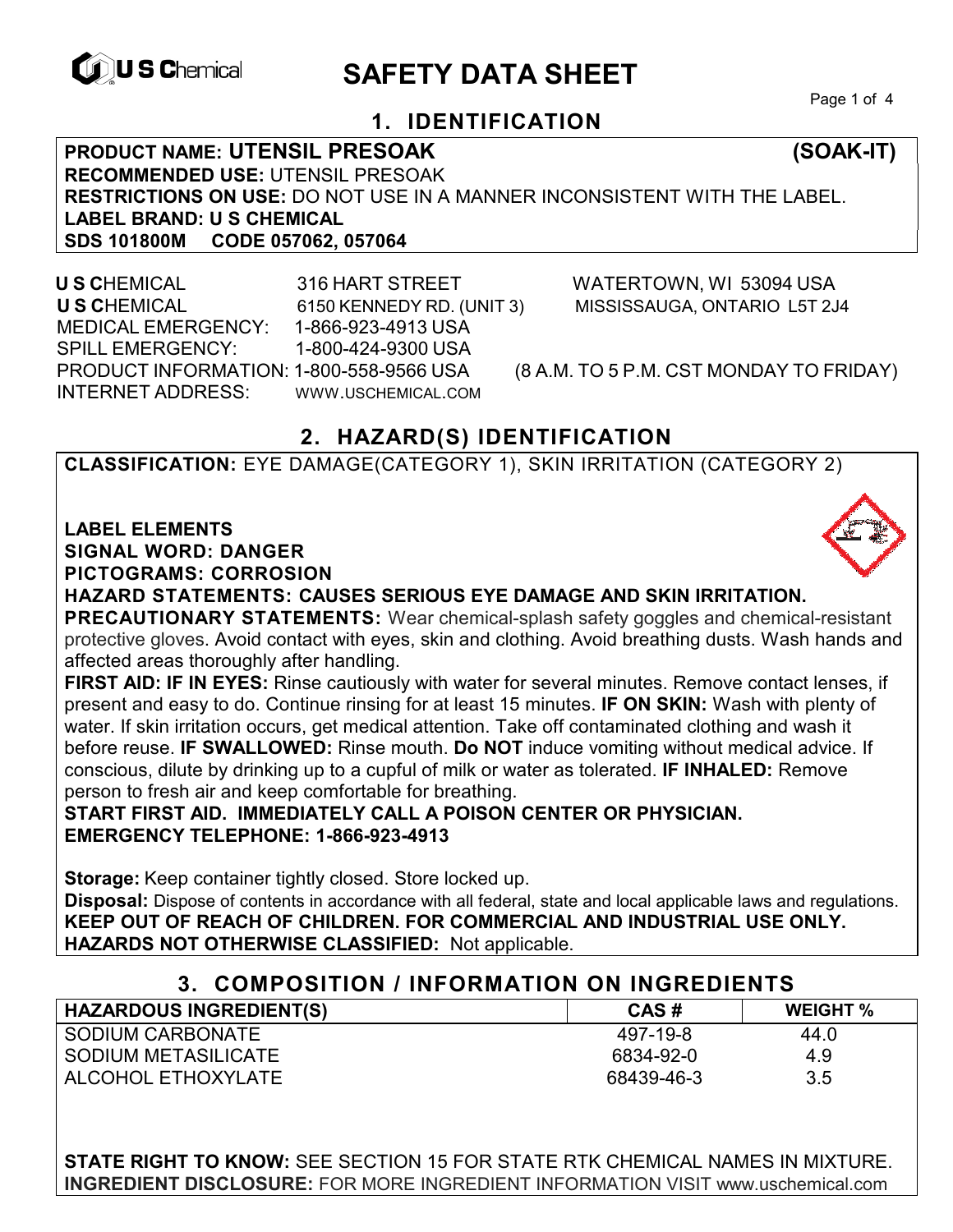# SAFETY DATA SHEET

## 1. IDENTIFICATION

**PRODUCT NAME: UTENSIL PRESOAK (SOAK-IT)**
**RECOMMENDED USE:** UTENSIL PRESOAK
**RESTRICTIONS ON USE:** DO NOT USE IN A MANNER INCONSISTENT WITH THE LABEL.
**LABEL BRAND: U S CHEMICAL**
**SDS 101800M CODE 057062, 057064**

**U S C**HEMICAL 316 HART STREET WATERTOWN, WI 53094 USA
**U S C**HEMICAL 6150 KENNEDY RD. (UNIT 3) MISSISSAUGA, ONTARIO L5T 2J4
MEDICAL EMERGENCY: 1-866-923-4913 USA
SPILL EMERGENCY: 1-800-424-9300 USA
PRODUCT INFORMATION: 1-800-558-9566 USA (8 A.M. TO 5 P.M. CST MONDAY TO FRIDAY)
INTERNET ADDRESS: WWW.USCHEMICAL.COM

## 2. HAZARD(S) IDENTIFICATION

**CLASSIFICATION:** EYE DAMAGE(CATEGORY 1), SKIN IRRITATION (CATEGORY 2)

**LABEL ELEMENTS**
**SIGNAL WORD: DANGER**
**PICTOGRAMS: CORROSION**
**HAZARD STATEMENTS: CAUSES SERIOUS EYE DAMAGE AND SKIN IRRITATION.**
**PRECAUTIONARY STATEMENTS:** Wear chemical-splash safety goggles and chemical-resistant protective gloves. Avoid contact with eyes, skin and clothing. Avoid breathing dusts. Wash hands and affected areas thoroughly after handling.
**FIRST AID: IF IN EYES:** Rinse cautiously with water for several minutes. Remove contact lenses, if present and easy to do. Continue rinsing for at least 15 minutes. **IF ON SKIN:** Wash with plenty of water. If skin irritation occurs, get medical attention. Take off contaminated clothing and wash it before reuse. **IF SWALLOWED:** Rinse mouth. **Do NOT** induce vomiting without medical advice. If conscious, dilute by drinking up to a cupful of milk or water as tolerated. **IF INHALED:** Remove person to fresh air and keep comfortable for breathing.
**START FIRST AID. IMMEDIATELY CALL A POISON CENTER OR PHYSICIAN.**
**EMERGENCY TELEPHONE: 1-866-923-4913**

**Storage:** Keep container tightly closed. Store locked up.
**Disposal:** Dispose of contents in accordance with all federal, state and local applicable laws and regulations.
**KEEP OUT OF REACH OF CHILDREN. FOR COMMERCIAL AND INDUSTRIAL USE ONLY.**
**HAZARDS NOT OTHERWISE CLASSIFIED:** Not applicable.

## 3. COMPOSITION / INFORMATION ON INGREDIENTS

| HAZARDOUS INGREDIENT(S) | CAS # | WEIGHT % |
|---|---|---|
| SODIUM CARBONATE | 497-19-8 | 44.0 |
| SODIUM METASILICATE | 6834-92-0 | 4.9 |
| ALCOHOL ETHOXYLATE | 68439-46-3 | 3.5 |

**STATE RIGHT TO KNOW:** SEE SECTION 15 FOR STATE RTK CHEMICAL NAMES IN MIXTURE.
**INGREDIENT DISCLOSURE:** FOR MORE INGREDIENT INFORMATION VISIT www.uschemical.com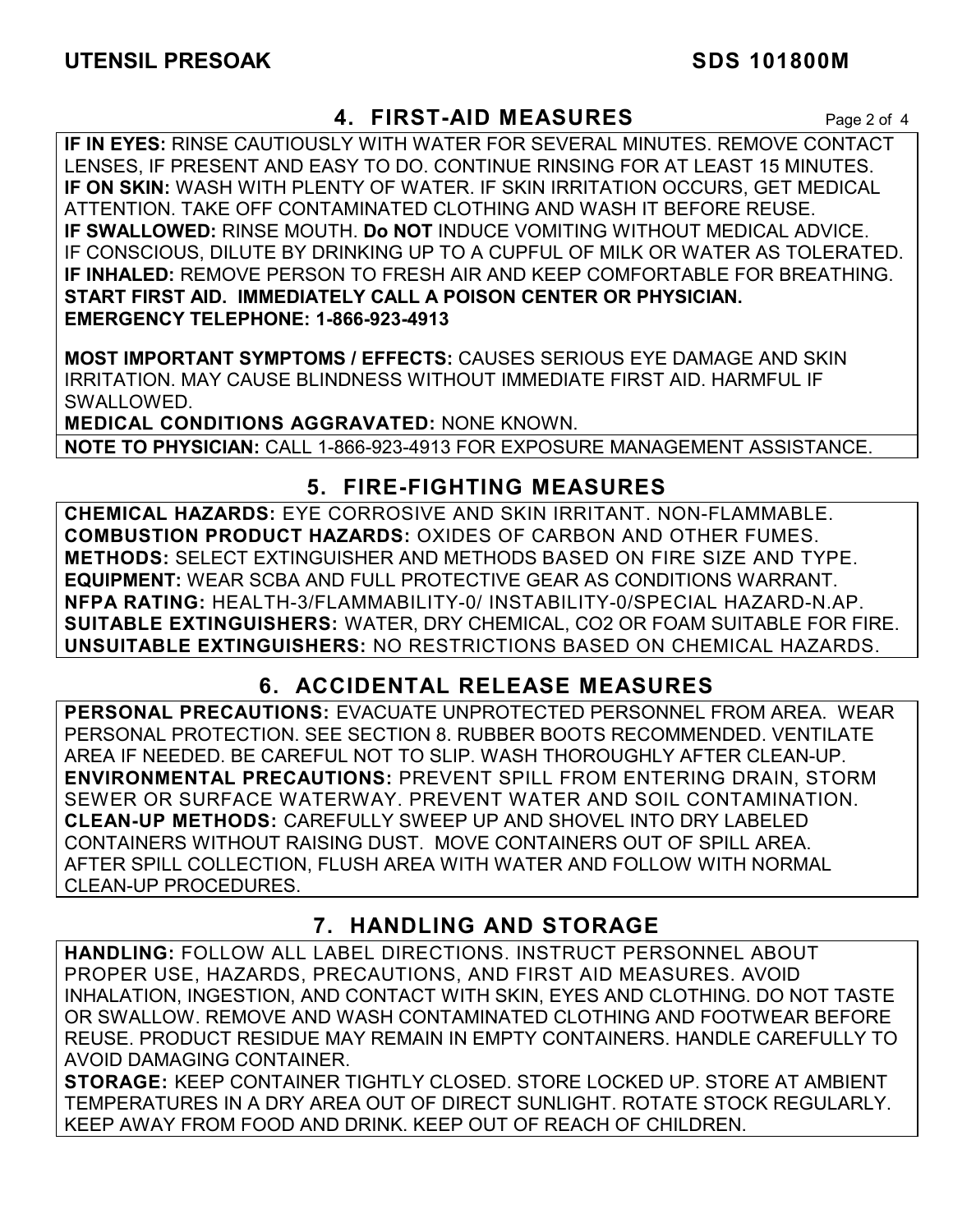## 4. FIRST-AID MEASURES

**IF IN EYES:** RINSE CAUTIOUSLY WITH WATER FOR SEVERAL MINUTES. REMOVE CONTACT LENSES, IF PRESENT AND EASY TO DO. CONTINUE RINSING FOR AT LEAST 15 MINUTES.
**IF ON SKIN:** WASH WITH PLENTY OF WATER. IF SKIN IRRITATION OCCURS, GET MEDICAL ATTENTION. TAKE OFF CONTAMINATED CLOTHING AND WASH IT BEFORE REUSE.
**IF SWALLOWED:** RINSE MOUTH. **Do NOT** INDUCE VOMITING WITHOUT MEDICAL ADVICE. IF CONSCIOUS, DILUTE BY DRINKING UP TO A CUPFUL OF MILK OR WATER AS TOLERATED.
**IF INHALED:** REMOVE PERSON TO FRESH AIR AND KEEP COMFORTABLE FOR BREATHING.
**START FIRST AID. IMMEDIATELY CALL A POISON CENTER OR PHYSICIAN.**
**EMERGENCY TELEPHONE: 1-866-923-4913**

**MOST IMPORTANT SYMPTOMS / EFFECTS:** CAUSES SERIOUS EYE DAMAGE AND SKIN IRRITATION. MAY CAUSE BLINDNESS WITHOUT IMMEDIATE FIRST AID. HARMFUL IF SWALLOWED.
**MEDICAL CONDITIONS AGGRAVATED:** NONE KNOWN.
**NOTE TO PHYSICIAN:** CALL 1-866-923-4913 FOR EXPOSURE MANAGEMENT ASSISTANCE.

## 5. FIRE-FIGHTING MEASURES

**CHEMICAL HAZARDS:** EYE CORROSIVE AND SKIN IRRITANT. NON-FLAMMABLE.
**COMBUSTION PRODUCT HAZARDS:** OXIDES OF CARBON AND OTHER FUMES.
**METHODS:** SELECT EXTINGUISHER AND METHODS BASED ON FIRE SIZE AND TYPE.
**EQUIPMENT:** WEAR SCBA AND FULL PROTECTIVE GEAR AS CONDITIONS WARRANT.
**NFPA RATING:** HEALTH-3/FLAMMABILITY-0/ INSTABILITY-0/SPECIAL HAZARD-N.AP.
**SUITABLE EXTINGUISHERS:** WATER, DRY CHEMICAL, CO2 OR FOAM SUITABLE FOR FIRE.
**UNSUITABLE EXTINGUISHERS:** NO RESTRICTIONS BASED ON CHEMICAL HAZARDS.

## 6. ACCIDENTAL RELEASE MEASURES

**PERSONAL PRECAUTIONS:** EVACUATE UNPROTECTED PERSONNEL FROM AREA. WEAR PERSONAL PROTECTION. SEE SECTION 8. RUBBER BOOTS RECOMMENDED. VENTILATE AREA IF NEEDED. BE CAREFUL NOT TO SLIP. WASH THOROUGHLY AFTER CLEAN-UP.
**ENVIRONMENTAL PRECAUTIONS:** PREVENT SPILL FROM ENTERING DRAIN, STORM SEWER OR SURFACE WATERWAY. PREVENT WATER AND SOIL CONTAMINATION.
**CLEAN-UP METHODS:** CAREFULLY SWEEP UP AND SHOVEL INTO DRY LABELED CONTAINERS WITHOUT RAISING DUST. MOVE CONTAINERS OUT OF SPILL AREA. AFTER SPILL COLLECTION, FLUSH AREA WITH WATER AND FOLLOW WITH NORMAL CLEAN-UP PROCEDURES.

## 7. HANDLING AND STORAGE

**HANDLING:** FOLLOW ALL LABEL DIRECTIONS. INSTRUCT PERSONNEL ABOUT PROPER USE, HAZARDS, PRECAUTIONS, AND FIRST AID MEASURES. AVOID INHALATION, INGESTION, AND CONTACT WITH SKIN, EYES AND CLOTHING. DO NOT TASTE OR SWALLOW. REMOVE AND WASH CONTAMINATED CLOTHING AND FOOTWEAR BEFORE REUSE. PRODUCT RESIDUE MAY REMAIN IN EMPTY CONTAINERS. HANDLE CAREFULLY TO AVOID DAMAGING CONTAINER.
**STORAGE:** KEEP CONTAINER TIGHTLY CLOSED. STORE LOCKED UP. STORE AT AMBIENT TEMPERATURES IN A DRY AREA OUT OF DIRECT SUNLIGHT. ROTATE STOCK REGULARLY. KEEP AWAY FROM FOOD AND DRINK. KEEP OUT OF REACH OF CHILDREN.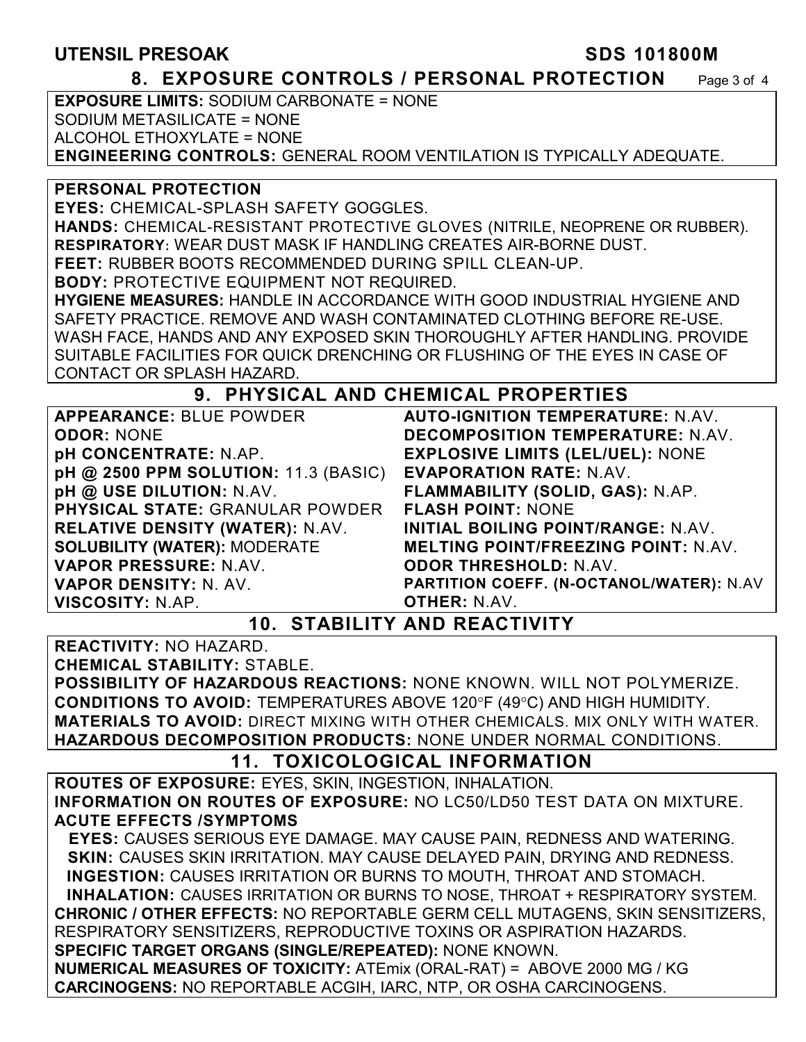## 8. EXPOSURE CONTROLS / PERSONAL PROTECTION

**EXPOSURE LIMITS:** SODIUM CARBONATE = NONE
SODIUM METASILICATE = NONE
ALCOHOL ETHOXYLATE = NONE
**ENGINEERING CONTROLS:** GENERAL ROOM VENTILATION IS TYPICALLY ADEQUATE.

**PERSONAL PROTECTION**
**EYES:** CHEMICAL-SPLASH SAFETY GOGGLES.
**HANDS:** CHEMICAL-RESISTANT PROTECTIVE GLOVES (NITRILE, NEOPRENE OR RUBBER).
**RESPIRATORY:** WEAR DUST MASK IF HANDLING CREATES AIR-BORNE DUST.
**FEET:** RUBBER BOOTS RECOMMENDED DURING SPILL CLEAN-UP.
**BODY:** PROTECTIVE EQUIPMENT NOT REQUIRED.
**HYGIENE MEASURES:** HANDLE IN ACCORDANCE WITH GOOD INDUSTRIAL HYGIENE AND SAFETY PRACTICE. REMOVE AND WASH CONTAMINATED CLOTHING BEFORE RE-USE. WASH FACE, HANDS AND ANY EXPOSED SKIN THOROUGHLY AFTER HANDLING. PROVIDE SUITABLE FACILITIES FOR QUICK DRENCHING OR FLUSHING OF THE EYES IN CASE OF CONTACT OR SPLASH HAZARD.

## 9. PHYSICAL AND CHEMICAL PROPERTIES

**APPEARANCE:** BLUE POWDER
**ODOR:** NONE
**pH CONCENTRATE:** N.AP.
**pH @ 2500 PPM SOLUTION:** 11.3 (BASIC)
**pH @ USE DILUTION:** N.AV.
**PHYSICAL STATE:** GRANULAR POWDER
**RELATIVE DENSITY (WATER):** N.AV.
**SOLUBILITY (WATER):** MODERATE
**VAPOR PRESSURE:** N.AV.
**VAPOR DENSITY:** N. AV.
**VISCOSITY:** N.AP.
**AUTO-IGNITION TEMPERATURE:** N.AV.
**DECOMPOSITION TEMPERATURE:** N.AV.
**EXPLOSIVE LIMITS (LEL/UEL):** NONE
**EVAPORATION RATE:** N.AV.
**FLAMMABILITY (SOLID, GAS):** N.AP.
**FLASH POINT:** NONE
**INITIAL BOILING POINT/RANGE:** N.AV.
**MELTING POINT/FREEZING POINT:** N.AV.
**ODOR THRESHOLD:** N.AV.
**PARTITION COEFF. (N-OCTANOL/WATER):** N.AV
**OTHER:** N.AV.

## 10. STABILITY AND REACTIVITY

**REACTIVITY:** NO HAZARD.
**CHEMICAL STABILITY:** STABLE.
**POSSIBILITY OF HAZARDOUS REACTIONS:** NONE KNOWN. WILL NOT POLYMERIZE.
**CONDITIONS TO AVOID:** TEMPERATURES ABOVE 120°F (49°C) AND HIGH HUMIDITY.
**MATERIALS TO AVOID:** DIRECT MIXING WITH OTHER CHEMICALS. MIX ONLY WITH WATER.
**HAZARDOUS DECOMPOSITION PRODUCTS:** NONE UNDER NORMAL CONDITIONS.

## 11. TOXICOLOGICAL INFORMATION

**ROUTES OF EXPOSURE:** EYES, SKIN, INGESTION, INHALATION.
**INFORMATION ON ROUTES OF EXPOSURE:** NO LC50/LD50 TEST DATA ON MIXTURE.
**ACUTE EFFECTS /SYMPTOMS**
**EYES:** CAUSES SERIOUS EYE DAMAGE. MAY CAUSE PAIN, REDNESS AND WATERING.
**SKIN:** CAUSES SKIN IRRITATION. MAY CAUSE DELAYED PAIN, DRYING AND REDNESS.
**INGESTION:** CAUSES IRRITATION OR BURNS TO MOUTH, THROAT AND STOMACH.
**INHALATION:** CAUSES IRRITATION OR BURNS TO NOSE, THROAT + RESPIRATORY SYSTEM.
**CHRONIC / OTHER EFFECTS:** NO REPORTABLE GERM CELL MUTAGENS, SKIN SENSITIZERS, RESPIRATORY SENSITIZERS, REPRODUCTIVE TOXINS OR ASPIRATION HAZARDS.
**SPECIFIC TARGET ORGANS (SINGLE/REPEATED):** NONE KNOWN.
**NUMERICAL MEASURES OF TOXICITY:** ATEmix (ORAL-RAT) = ABOVE 2000 MG / KG
**CARCINOGENS:** NO REPORTABLE ACGIH, IARC, NTP, OR OSHA CARCINOGENS.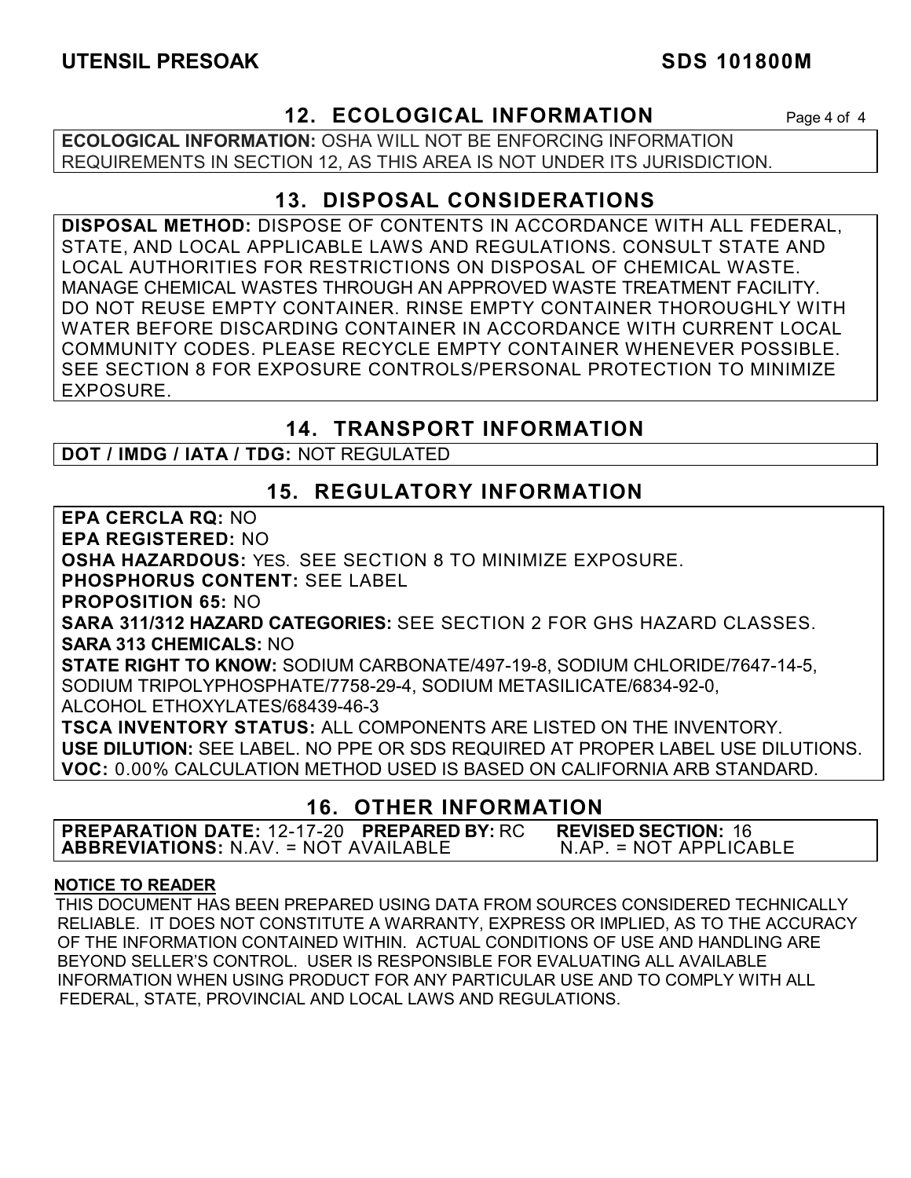## 12. ECOLOGICAL INFORMATION

**ECOLOGICAL INFORMATION:** OSHA WILL NOT BE ENFORCING INFORMATION REQUIREMENTS IN SECTION 12, AS THIS AREA IS NOT UNDER ITS JURISDICTION.

## 13. DISPOSAL CONSIDERATIONS

**DISPOSAL METHOD:** DISPOSE OF CONTENTS IN ACCORDANCE WITH ALL FEDERAL, STATE, AND LOCAL APPLICABLE LAWS AND REGULATIONS. CONSULT STATE AND LOCAL AUTHORITIES FOR RESTRICTIONS ON DISPOSAL OF CHEMICAL WASTE. MANAGE CHEMICAL WASTES THROUGH AN APPROVED WASTE TREATMENT FACILITY. DO NOT REUSE EMPTY CONTAINER. RINSE EMPTY CONTAINER THOROUGHLY WITH WATER BEFORE DISCARDING CONTAINER IN ACCORDANCE WITH CURRENT LOCAL COMMUNITY CODES. PLEASE RECYCLE EMPTY CONTAINER WHENEVER POSSIBLE. SEE SECTION 8 FOR EXPOSURE CONTROLS/PERSONAL PROTECTION TO MINIMIZE EXPOSURE.

## 14. TRANSPORT INFORMATION

**DOT / IMDG / IATA / TDG:** NOT REGULATED

## 15. REGULATORY INFORMATION

**EPA CERCLA RQ:** NO
**EPA REGISTERED:** NO
**OSHA HAZARDOUS:** YES. SEE SECTION 8 TO MINIMIZE EXPOSURE.
**PHOSPHORUS CONTENT:** SEE LABEL
**PROPOSITION 65:** NO
**SARA 311/312 HAZARD CATEGORIES:** SEE SECTION 2 FOR GHS HAZARD CLASSES.
**SARA 313 CHEMICALS:** NO
**STATE RIGHT TO KNOW:** SODIUM CARBONATE/497-19-8, SODIUM CHLORIDE/7647-14-5, SODIUM TRIPOLYPHOSPHATE/7758-29-4, SODIUM METASILICATE/6834-92-0, ALCOHOL ETHOXYLATES/68439-46-3
**TSCA INVENTORY STATUS:** ALL COMPONENTS ARE LISTED ON THE INVENTORY.
**USE DILUTION:** SEE LABEL. NO PPE OR SDS REQUIRED AT PROPER LABEL USE DILUTIONS.
**VOC:** 0.00% CALCULATION METHOD USED IS BASED ON CALIFORNIA ARB STANDARD.

## 16. OTHER INFORMATION

**PREPARATION DATE:** 12-17-20 **PREPARED BY:** RC **REVISED SECTION:** 16
**ABBREVIATIONS:** N.AV. = NOT AVAILABLE N.AP. = NOT APPLICABLE

**NOTICE TO READER**

THIS DOCUMENT HAS BEEN PREPARED USING DATA FROM SOURCES CONSIDERED TECHNICALLY RELIABLE. IT DOES NOT CONSTITUTE A WARRANTY, EXPRESS OR IMPLIED, AS TO THE ACCURACY OF THE INFORMATION CONTAINED WITHIN. ACTUAL CONDITIONS OF USE AND HANDLING ARE BEYOND SELLER'S CONTROL. USER IS RESPONSIBLE FOR EVALUATING ALL AVAILABLE INFORMATION WHEN USING PRODUCT FOR ANY PARTICULAR USE AND TO COMPLY WITH ALL FEDERAL, STATE, PROVINCIAL AND LOCAL LAWS AND REGULATIONS.